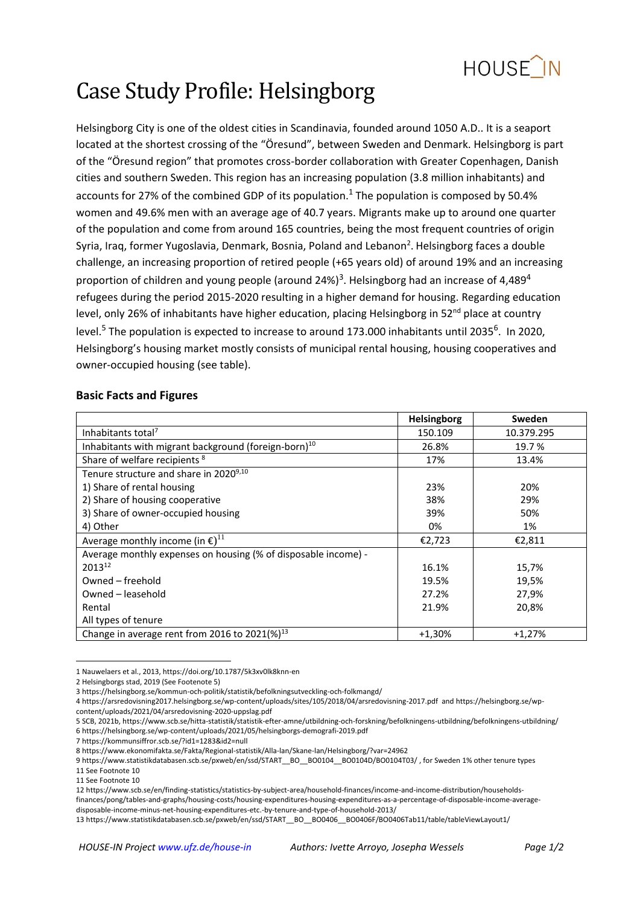HOUSE_IN

# Case Study Profile: Helsingborg

Helsingborg City is one of the oldest cities in Scandinavia, founded around 1050 A.D.. It is a seaport located at the shortest crossing of the "Öresund", between Sweden and Denmark. Helsingborg is part of the "Öresund region" that promotes cross-border collaboration with Greater Copenhagen, Danish cities and southern Sweden. This region has an increasing population (3.8 million inhabitants) and accounts for 27% of the combined GDP of its population.[1] The population is composed by 50.4% women and 49.6% men with an average age of 40.7 years. Migrants make up to around one quarter of the population and come from around 165 countries, being the most frequent countries of origin Syria, Iraq, former Yugoslavia, Denmark, Bosnia, Poland and Lebanon[2]. Helsingborg faces a double challenge, an increasing proportion of retired people (+65 years old) of around 19% and an increasing proportion of children and young people (around 24%)[3]. Helsingborg had an increase of 4,489[4] refugees during the period 2015-2020 resulting in a higher demand for housing. Regarding education level, only 26% of inhabitants have higher education, placing Helsingborg in 52nd place at country level.[5] The population is expected to increase to around 173.000 inhabitants until 2035[6]. In 2020, Helsingborg's housing market mostly consists of municipal rental housing, housing cooperatives and owner-occupied housing (see table).

## Basic Facts and Figures

| | Helsingborg | Sweden |
|---|---|---|
| Inhabitants total[7] | 150.109 | 10.379.295 |
| Inhabitants with migrant background (foreign-born)[10] | 26.8% | 19.7 % |
| Share of welfare recipients [8] | 17% | 13.4% |
| Tenure structure and share in 2020[9,10] | | |
| 1) Share of rental housing | 23% | 20% |
| 2) Share of housing cooperative | 38% | 29% |
| 3) Share of owner-occupied housing | 39% | 50% |
| 4) Other | 0% | 1% |
| Average monthly income (in €)[11] | €2,723 | €2,811 |
| Average monthly expenses on housing (% of disposable income) - 2013[12] | | |
| Owned – freehold | 16.1% | 15,7% |
| Owned – leasehold | 19.5% | 19,5% |
| Rental | 27.2% | 27,9% |
| All types of tenure | 21.9% | 20,8% |
| Change in average rent from 2016 to 2021(%)[13] | +1,30% | +1,27% |

1 Nauwelaers et al., 2013, https://doi.org/10.1787/5k3xv0lk8knn-en
2 Helsingborgs stad, 2019 (See Footenote 5)
3 https://helsingborg.se/kommun-och-politik/statistik/befolkningsutveckling-och-folkmangd/
4 https://arsredovisning2017.helsingborg.se/wp-content/uploads/sites/105/2018/04/arsredovisning-2017.pdf and https://helsingborg.se/wp-content/uploads/2021/04/arsredovisning-2020-uppslag.pdf
5 SCB, 2021b, https://www.scb.se/hitta-statistik/statistik-efter-amne/utbildning-och-forskning/befolkningens-utbildning/befolkningens-utbildning/
6 https://helsingborg.se/wp-content/uploads/2021/05/helsingborgs-demografi-2019.pdf
7 https://kommunsiffror.scb.se/?id1=1283&id2=null
8 https://www.ekonomifakta.se/Fakta/Regional-statistik/Alla-lan/Skane-lan/Helsingborg/?var=24962
9 https://www.statistikdatabasen.scb.se/pxweb/en/ssd/START__BO__BO0104__BO0104D/BO0104T03/ , for Sweden 1% other tenure types
11 See Footnote 10
11 See Footnote 10
12 https://www.scb.se/en/finding-statistics/statistics-by-subject-area/household-finances/income-and-income-distribution/households-finances/pong/tables-and-graphs/housing-costs/housing-expenditures-housing-expenditures-as-a-percentage-of-disposable-income-average-disposable-income-minus-net-housing-expenditures-etc.-by-tenure-and-type-of-household-2013/
13 https://www.statistikdatabasen.scb.se/pxweb/en/ssd/START__BO__BO0406__BO0406F/BO0406Tab11/table/tableViewLayout1/

*HOUSE-IN Project www.ufz.de/house-in* *Authors: Ivette Arroyo, Josepha Wessels*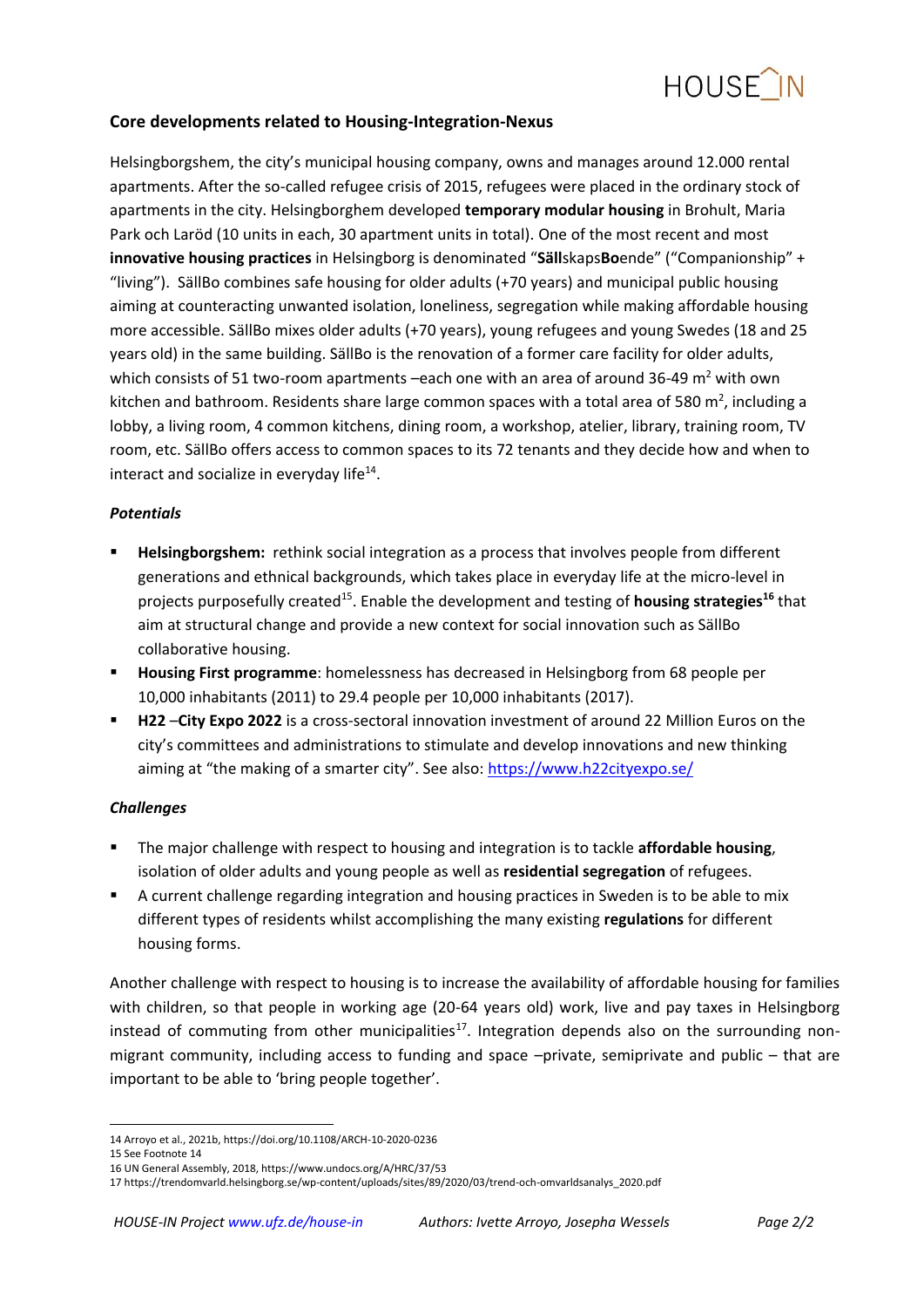## Core developments related to Housing-Integration-Nexus

Helsingborgshem, the city's municipal housing company, owns and manages around 12.000 rental apartments. After the so-called refugee crisis of 2015, refugees were placed in the ordinary stock of apartments in the city. Helsingborghem developed **temporary modular housing** in Brohult, Maria Park och Laröd (10 units in each, 30 apartment units in total). One of the most recent and most **innovative housing practices** in Helsingborg is denominated "**Säll**skaps**Bo**ende" ("Companionship" + "living"). SällBo combines safe housing for older adults (+70 years) and municipal public housing aiming at counteracting unwanted isolation, loneliness, segregation while making affordable housing more accessible. SällBo mixes older adults (+70 years), young refugees and young Swedes (18 and 25 years old) in the same building. SällBo is the renovation of a former care facility for older adults, which consists of 51 two-room apartments –each one with an area of around 36-49 $m^2$ with own kitchen and bathroom. Residents share large common spaces with a total area of 580 $m^2$, including a lobby, a living room, 4 common kitchens, dining room, a workshop, atelier, library, training room, TV room, etc. SällBo offers access to common spaces to its 72 tenants and they decide how and when to interact and socialize in everyday life[14].

### *Potentials*

- **Helsingborgshem:** rethink social integration as a process that involves people from different generations and ethnical backgrounds, which takes place in everyday life at the micro-level in projects purposefully created[15]. Enable the development and testing of **housing strategies[16]** that aim at structural change and provide a new context for social innovation such as SällBo collaborative housing.
- **Housing First programme**: homelessness has decreased in Helsingborg from 68 people per 10,000 inhabitants (2011) to 29.4 people per 10,000 inhabitants (2017).
- **H22** –**City Expo 2022** is a cross-sectoral innovation investment of around 22 Million Euros on the city's committees and administrations to stimulate and develop innovations and new thinking aiming at "the making of a smarter city". See also: https://www.h22cityexpo.se/

### *Challenges*

- The major challenge with respect to housing and integration is to tackle **affordable housing**, isolation of older adults and young people as well as **residential segregation** of refugees.
- A current challenge regarding integration and housing practices in Sweden is to be able to mix different types of residents whilst accomplishing the many existing **regulations** for different housing forms.

Another challenge with respect to housing is to increase the availability of affordable housing for families with children, so that people in working age (20-64 years old) work, live and pay taxes in Helsingborg instead of commuting from other municipalities[17]. Integration depends also on the surrounding non-migrant community, including access to funding and space –private, semiprivate and public – that are important to be able to 'bring people together'.

---

14 Arroyo et al., 2021b, https://doi.org/10.1108/ARCH-10-2020-0236
15 See Footnote 14
16 UN General Assembly, 2018, https://www.undocs.org/A/HRC/37/53
17 https://trendomvarld.helsingborg.se/wp-content/uploads/sites/89/2020/03/trend-och-omvarldsanalys_2020.pdf

*HOUSE-IN Project www.ufz.de/house-in* *Authors: Ivette Arroyo, Josepha Wessels*